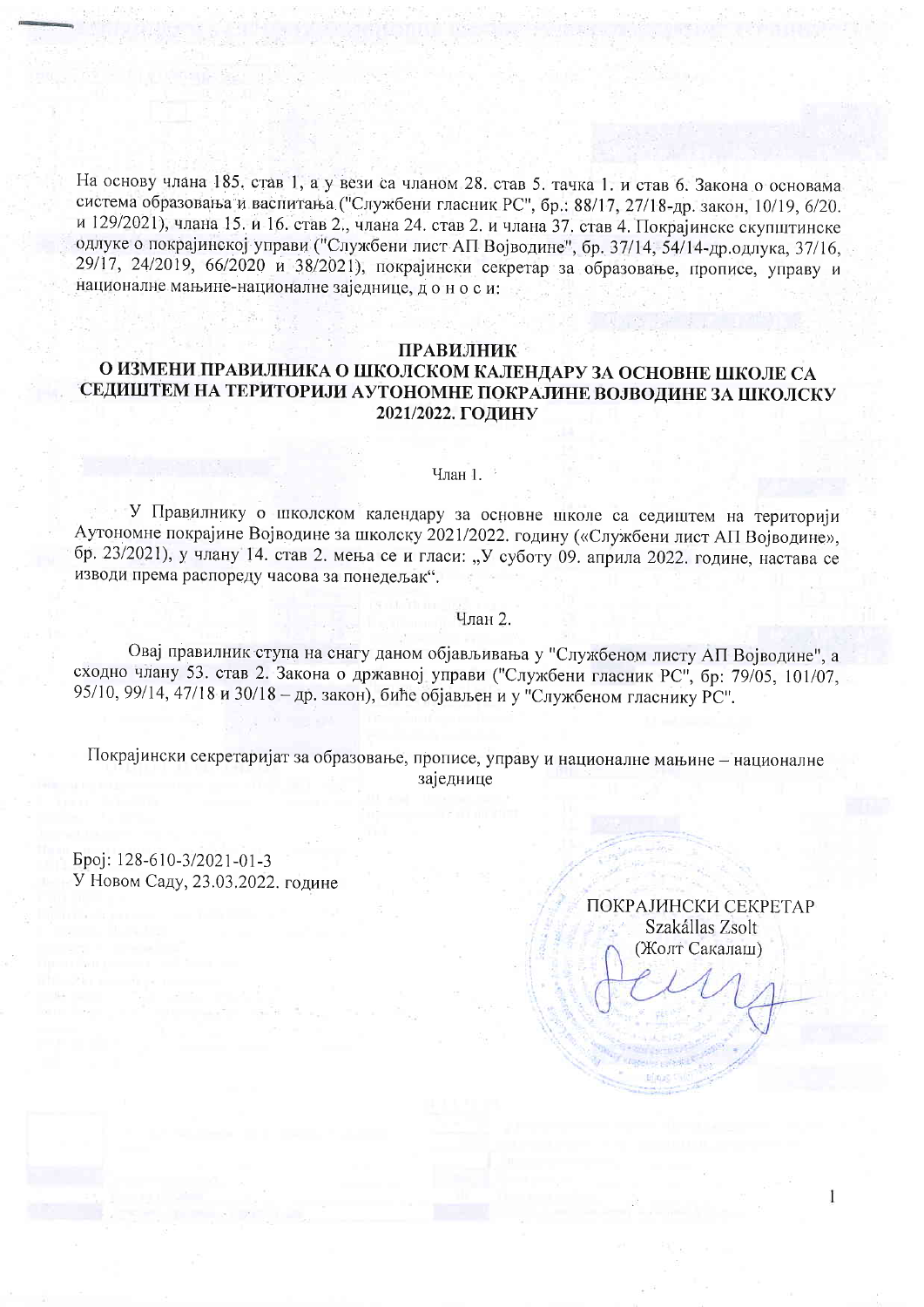На основу члана 185. став 1, а у вези са чланом 28. став 5. тачка 1. и став 6. Закона о основама система образовања и васпитања ("Службени гласник РС", бр.: 88/17, 27/18-др. закон, 10/19, 6/20. и 129/2021), члана 15. и 16. став 2., члана 24. став 2. и члана 37. став 4. Покрајинске скупштинске одлуке о покрајинској управи ("Службени лист АП Војводине", бр. 37/14, 54/14-др.одлука, 37/16, 29/17, 24/2019, 66/2020 и 38/2021), покрајински секретар за образовање, прописе, управу и националне мањине-националне заједнице, д о н о с и:

**ПРАВИЛНИК**
**О ИЗМЕНИ ПРАВИЛНИКА О ШКОЛСКОМ КАЛЕНДАРУ ЗА ОСНОВНЕ ШКОЛЕ СА СЕДИШТЕМ НА ТЕРИТОРИЈИ АУТОНОМНЕ ПОКРАЈИНЕ ВОЈВОДИНЕ ЗА ШКОЛСКУ 2021/2022. ГОДИНУ**

Члан 1.

У Правилнику о школском календару за основне школе са седиштем на територији Аутономне покрајине Војводине за школску 2021/2022. годину («Службени лист АП Војводине», бр. 23/2021), у члану 14. став 2. мења се и гласи: „У суботу 09. априла 2022. године, настава се изводи према распореду часова за понедељак".

Члан 2.

Овај правилник ступа на снагу даном објављивања у "Службеном листу АП Војводине", а сходно члану 53. став 2. Закона о државној управи ("Службени гласник РС", бр: 79/05, 101/07, 95/10, 99/14, 47/18 и 30/18 – др. закон), биће објављен и у "Службеном гласнику РС".

Покрајински секретаријат за образовање, прописе, управу и националне мањине – националне заједнице

Број: 128-610-3/2021-01-3
У Новом Саду, 23.03.2022. године

ПОКРАЈИНСКИ СЕКРЕТАР
Szakállas Zsolt
(Жолт Сакалаш)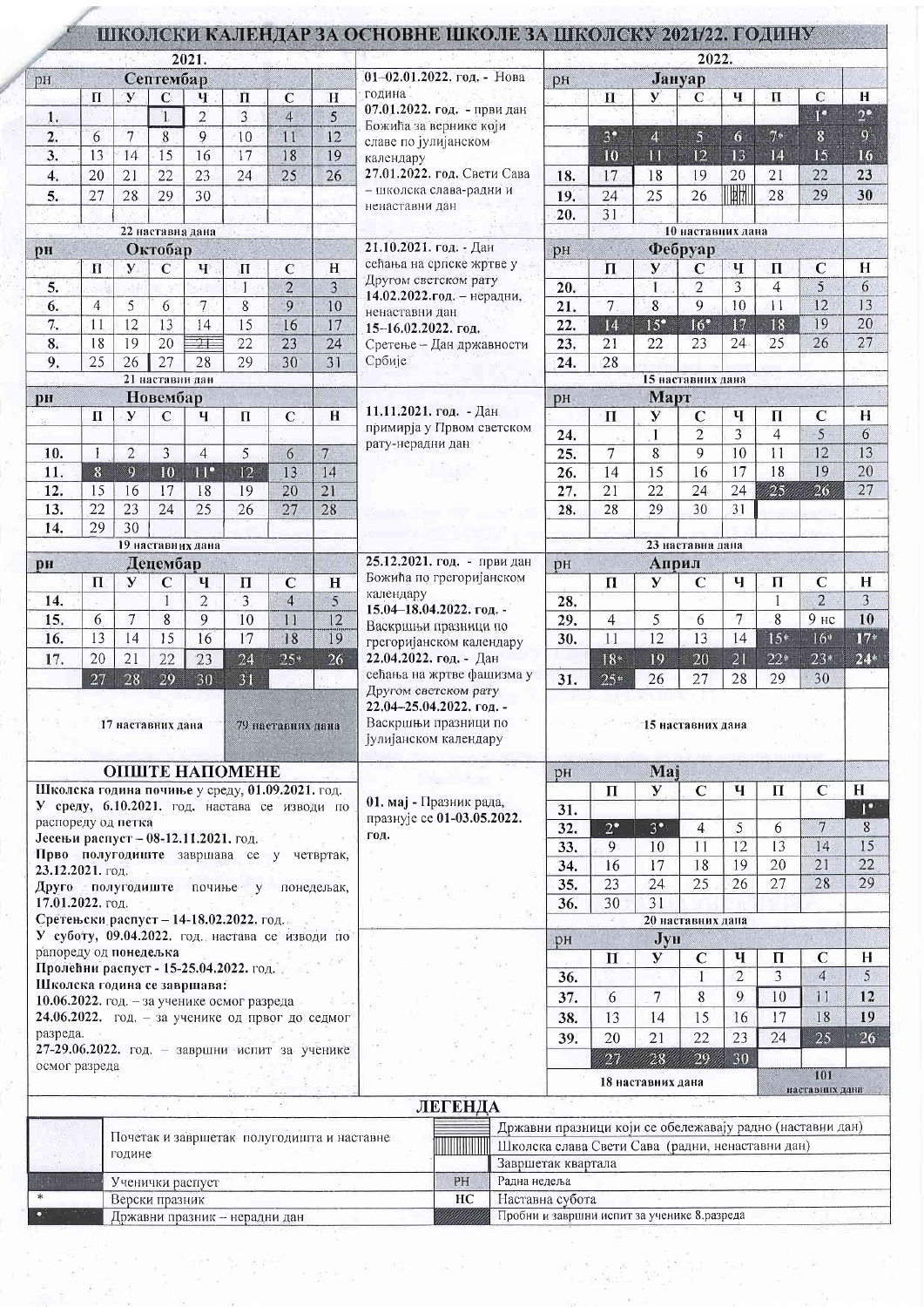# ШКОЛСКИ КАЛЕНДАР ЗА ОСНОВНЕ ШКОЛЕ ЗА ШКОЛСКУ 2021/22. ГОДИНУ

## 2021.

**Септембар**

| рн | П | У | С | Ч | П | С | Н |
|---|---|---|---|---|---|---|---|
| 1. | | | 1 | 2 | 3 | 4 | 5 |
| 2. | 6 | 7 | 8 | 9 | 10 | 11 | 12 |
| 3. | 13 | 14 | 15 | 16 | 17 | 18 | 19 |
| 4. | 20 | 21 | 22 | 23 | 24 | 25 | 26 |
| 5. | 27 | 28 | 29 | 30 | | | |

22 наставна дана

**Октобар**

| рн | П | У | С | Ч | П | С | Н |
|---|---|---|---|---|---|---|---|
| 5. | | | | | 1 | 2 | 3 |
| 6. | 4 | 5 | 6 | 7 | 8 | 9 | 10 |
| 7. | 11 | 12 | 13 | 14 | 15 | 16 | 17 |
| 8. | 18 | 19 | 20 | 21 | 22 | 23 | 24 |
| 9. | 25 | 26 | 27 | 28 | 29 | 30 | 31 |

21 наставни дан

**Новембар**

| рн | П | У | С | Ч | П | С | Н |
|---|---|---|---|---|---|---|---|
| 10. | 1 | 2 | 3 | 4 | 5 | 6 | 7 |
| 11. | 8 | 9 | 10 | 11• | 12 | 13 | 14 |
| 12. | 15 | 16 | 17 | 18 | 19 | 20 | 21 |
| 13. | 22 | 23 | 24 | 25 | 26 | 27 | 28 |
| 14. | 29 | 30 | | | | | |

19 наставних дана

**Децембар**

| рн | П | У | С | Ч | П | С | Н |
|---|---|---|---|---|---|---|---|
| 14. | | | 1 | 2 | 3 | 4 | 5 |
| 15. | 6 | 7 | 8 | 9 | 10 | 11 | 12 |
| 16. | 13 | 14 | 15 | 16 | 17 | 18 | 19 |
| 17. | 20 | 21 | 22 | 23 | 24 | 25* | 26 |
| | 27 | 28 | 29 | 30 | 31 | | |

17 наставних дана — 79 наставних дана

01–02.01.2022. год. - Нова година
07.01.2022. год. - први дан Божића за вернике који славе по јулијанском календару
27.01.2022. год. Свети Сава – школска слава-радни и ненаставни дан

21.10.2021. год. - Дан сећања на српске жртве у Другом светском рату
14.02.2022.год. – нерадни, ненаставни дан
15–16.02.2022. год. Сретење – Дан државности Србије

11.11.2021. год. - Дан примирја у Првом светском рату-нерадни дан

25.12.2021. год. - први дан Божића по грегоријанском календару
15.04–18.04.2022. год. - Васкршњи празници по грегоријанском календару
22.04.2022. год. - Дан сећања на жртве фашизма у Другом светском рату
22.04–25.04.2022. год. - Васкршњи празници по јулијанском календару

01. мај - Празник рада, празнује се 01-03.05.2022. год.

## 2022.

**Јануар**

| рн | П | У | С | Ч | П | С | Н |
|---|---|---|---|---|---|---|---|
| | | | | | | 1• | 2• |
| | 3• | 4 | 5 | 6 | 7* | 8 | 9 |
| | 10 | 11 | 12 | 13 | 14 | 15 | 16 |
| 18. | 17 | 18 | 19 | 20 | 21 | 22 | 23 |
| 19. | 24 | 25 | 26 | 27 | 28 | 29 | 30 |
| 20. | 31 | | | | | | |

10 наставних дана

**Фебруар**

| рн | П | У | С | Ч | П | С | Н |
|---|---|---|---|---|---|---|---|
| 20. | | 1 | 2 | 3 | 4 | 5 | 6 |
| 21. | 7 | 8 | 9 | 10 | 11 | 12 | 13 |
| 22. | 14 | 15• | 16• | 17 | 18 | 19 | 20 |
| 23. | 21 | 22 | 23 | 24 | 25 | 26 | 27 |
| 24. | 28 | | | | | | |

15 наставних дана

**Март**

| рн | П | У | С | Ч | П | С | Н |
|---|---|---|---|---|---|---|---|
| 24. | | 1 | 2 | 3 | 4 | 5 | 6 |
| 25. | 7 | 8 | 9 | 10 | 11 | 12 | 13 |
| 26. | 14 | 15 | 16 | 17 | 18 | 19 | 20 |
| 27. | 21 | 22 | 24 | 24 | 25 | 26 | 27 |
| 28. | 28 | 29 | 30 | 31 | | | |

23 наставна дана

**Април**

| рн | П | У | С | Ч | П | С | Н |
|---|---|---|---|---|---|---|---|
| 28. | | | | | 1 | 2 | 3 |
| 29. | 4 | 5 | 6 | 7 | 8 | 9 нс | 10 |
| 30. | 11 | 12 | 13 | 14 | 15* | 16* | 17* |
| | 18* | 19 | 20 | 21 | 22* | 23* | 24* |
| 31. | 25* | 26 | 27 | 28 | 29 | 30 | |

15 наставних дана

**Мај**

| рн | П | У | С | Ч | П | С | Н |
|---|---|---|---|---|---|---|---|
| 31. | | | | | | | 1• |
| 32. | 2• | 3• | 4 | 5 | 6 | 7 | 8 |
| 33. | 9 | 10 | 11 | 12 | 13 | 14 | 15 |
| 34. | 16 | 17 | 18 | 19 | 20 | 21 | 22 |
| 35. | 23 | 24 | 25 | 26 | 27 | 28 | 29 |
| 36. | 30 | 31 | | | | | |

20 наставних дана

**Јун**

| рн | П | У | С | Ч | П | С | Н |
|---|---|---|---|---|---|---|---|
| 36. | | | 1 | 2 | 3 | 4 | 5 |
| 37. | 6 | 7 | 8 | 9 | 10 | 11 | 12 |
| 38. | 13 | 14 | 15 | 16 | 17 | 18 | 19 |
| 39. | 20 | 21 | 22 | 23 | 24 | 25 | 26 |
| | 27 | 28 | 29 | 30 | | | |

18 наставних дана — 101 наставних дана

## ОПШТЕ НАПОМЕНЕ

**Школска година почиње** у среду, **01.09.2021.** год.
**У среду, 6.10.2021.** год. настава се изводи по распореду од петка
**Јесењи распуст – 08-12.11.2021.** год.
**Прво полугодиште** завршава се у четвртак, **23.12.2021.** год.
**Друго полугодиште** почиње у понедељак, **17.01.2022.** год.
**Сретењски распуст – 14-18.02.2022.** год.
**У суботу, 09.04.2022.** год. настава се изводи по рапореду од **понедељка**
**Пролећни распуст - 15-25.04.2022.** год.
**Школска година се завршава:**
**10.06.2022.** год. – за ученике осмог разреда
**24.06.2022.** год. – за ученике од првог до седмог разреда.
**27-29.06.2022.** год. – завршни испит за ученике осмог разреда

## ЛЕГЕНДА

| | |
|---|---|
| | Почетак и завршетак полугодишта и наставне године |
| | Ученички распуст |
| * | Верски празник |
| • | Државни празник – нерадни дан |
| | Државни празници који се обележавају радно (наставни дан) |
| | Школска слава Свети Сава (радни, ненаставни дан) |
| | Завршетак квартала |
| РН | Радна недеља |
| НС | Наставна субота |
| | Пробни и завршни испит за ученике 8.разреда |